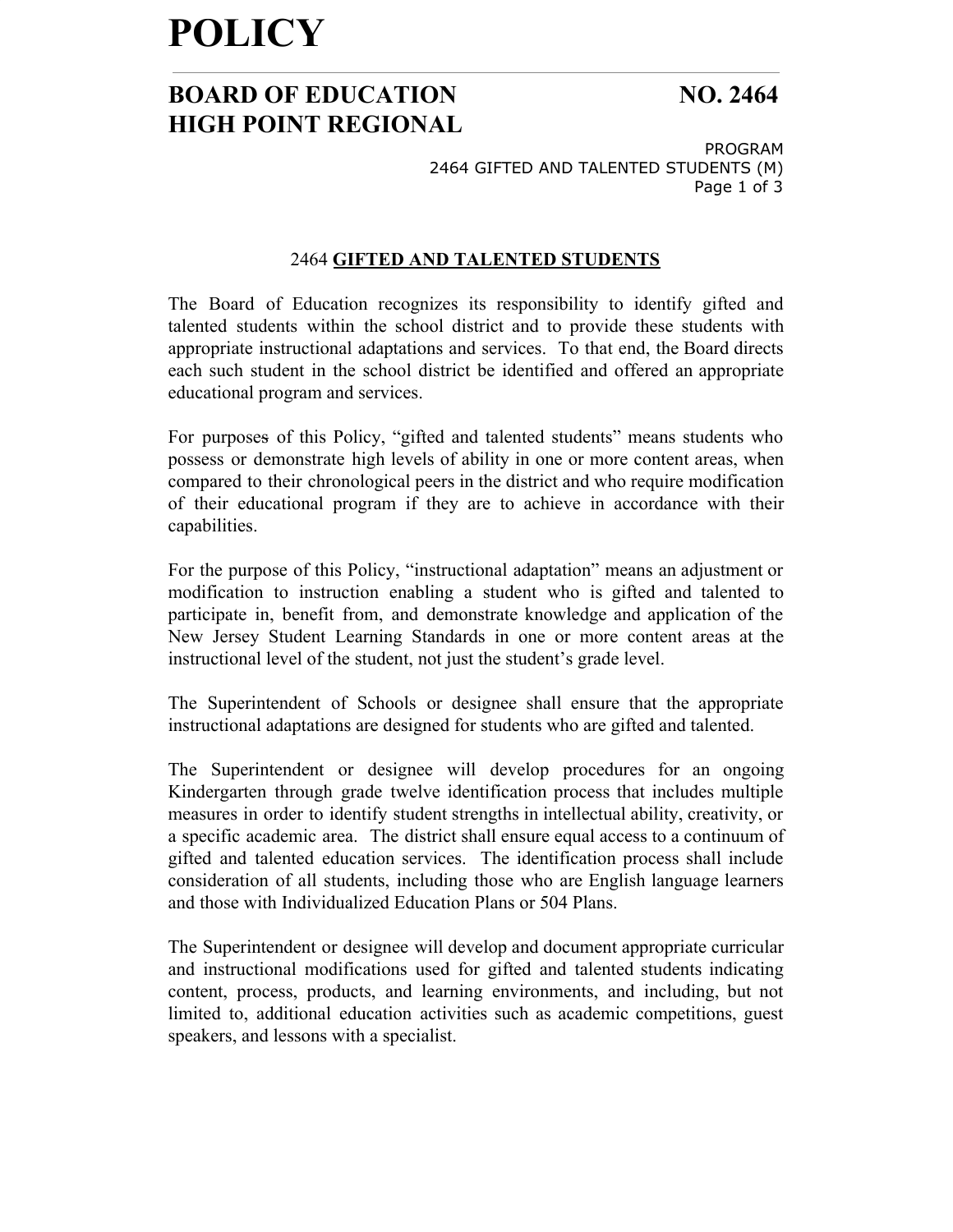# POLICY

## BOARD OF EDUCATION HIGH POINT REGIONAL — NO. 2464

PROGRAM
2464 GIFTED AND TALENTED STUDENTS (M)

### 2464 **GIFTED AND TALENTED STUDENTS**

The Board of Education recognizes its responsibility to identify gifted and talented students within the school district and to provide these students with appropriate instructional adaptations and services. To that end, the Board directs each such student in the school district be identified and offered an appropriate educational program and services.

For purposes of this Policy, "gifted and talented students" means students who possess or demonstrate high levels of ability in one or more content areas, when compared to their chronological peers in the district and who require modification of their educational program if they are to achieve in accordance with their capabilities.

For the purpose of this Policy, "instructional adaptation" means an adjustment or modification to instruction enabling a student who is gifted and talented to participate in, benefit from, and demonstrate knowledge and application of the New Jersey Student Learning Standards in one or more content areas at the instructional level of the student, not just the student's grade level.

The Superintendent of Schools or designee shall ensure that the appropriate instructional adaptations are designed for students who are gifted and talented.

The Superintendent or designee will develop procedures for an ongoing Kindergarten through grade twelve identification process that includes multiple measures in order to identify student strengths in intellectual ability, creativity, or a specific academic area. The district shall ensure equal access to a continuum of gifted and talented education services. The identification process shall include consideration of all students, including those who are English language learners and those with Individualized Education Plans or 504 Plans.

The Superintendent or designee will develop and document appropriate curricular and instructional modifications used for gifted and talented students indicating content, process, products, and learning environments, and including, but not limited to, additional education activities such as academic competitions, guest speakers, and lessons with a specialist.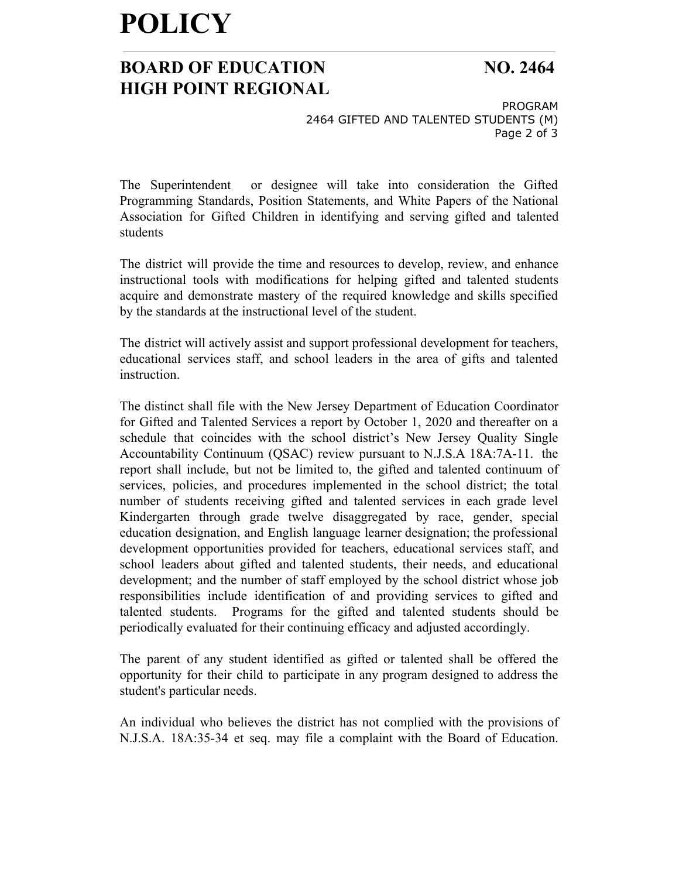The Superintendent or designee will take into consideration the Gifted Programming Standards, Position Statements, and White Papers of the National Association for Gifted Children in identifying and serving gifted and talented students

The district will provide the time and resources to develop, review, and enhance instructional tools with modifications for helping gifted and talented students acquire and demonstrate mastery of the required knowledge and skills specified by the standards at the instructional level of the student.

The district will actively assist and support professional development for teachers, educational services staff, and school leaders in the area of gifts and talented instruction.

The distinct shall file with the New Jersey Department of Education Coordinator for Gifted and Talented Services a report by October 1, 2020 and thereafter on a schedule that coincides with the school district's New Jersey Quality Single Accountability Continuum (QSAC) review pursuant to N.J.S.A 18A:7A-11. the report shall include, but not be limited to, the gifted and talented continuum of services, policies, and procedures implemented in the school district; the total number of students receiving gifted and talented services in each grade level Kindergarten through grade twelve disaggregated by race, gender, special education designation, and English language learner designation; the professional development opportunities provided for teachers, educational services staff, and school leaders about gifted and talented students, their needs, and educational development; and the number of staff employed by the school district whose job responsibilities include identification of and providing services to gifted and talented students. Programs for the gifted and talented students should be periodically evaluated for their continuing efficacy and adjusted accordingly.

The parent of any student identified as gifted or talented shall be offered the opportunity for their child to participate in any program designed to address the student's particular needs.

An individual who believes the district has not complied with the provisions of N.J.S.A. 18A:35-34 et seq. may file a complaint with the Board of Education.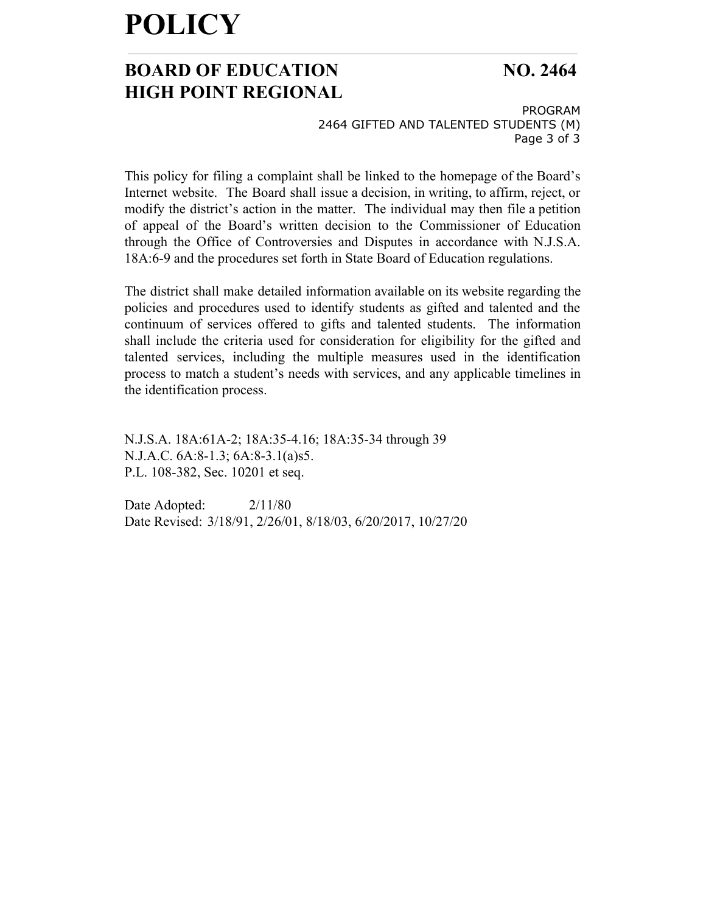This policy for filing a complaint shall be linked to the homepage of the Board's Internet website. The Board shall issue a decision, in writing, to affirm, reject, or modify the district's action in the matter. The individual may then file a petition of appeal of the Board's written decision to the Commissioner of Education through the Office of Controversies and Disputes in accordance with N.J.S.A. 18A:6-9 and the procedures set forth in State Board of Education regulations.

The district shall make detailed information available on its website regarding the policies and procedures used to identify students as gifted and talented and the continuum of services offered to gifts and talented students. The information shall include the criteria used for consideration for eligibility for the gifted and talented services, including the multiple measures used in the identification process to match a student's needs with services, and any applicable timelines in the identification process.

N.J.S.A. 18A:61A-2; 18A:35-4.16; 18A:35-34 through 39
N.J.A.C. 6A:8-1.3; 6A:8-3.1(a)s5.
P.L. 108-382, Sec. 10201 et seq.

Date Adopted: 2/11/80
Date Revised: 3/18/91, 2/26/01, 8/18/03, 6/20/2017, 10/27/20